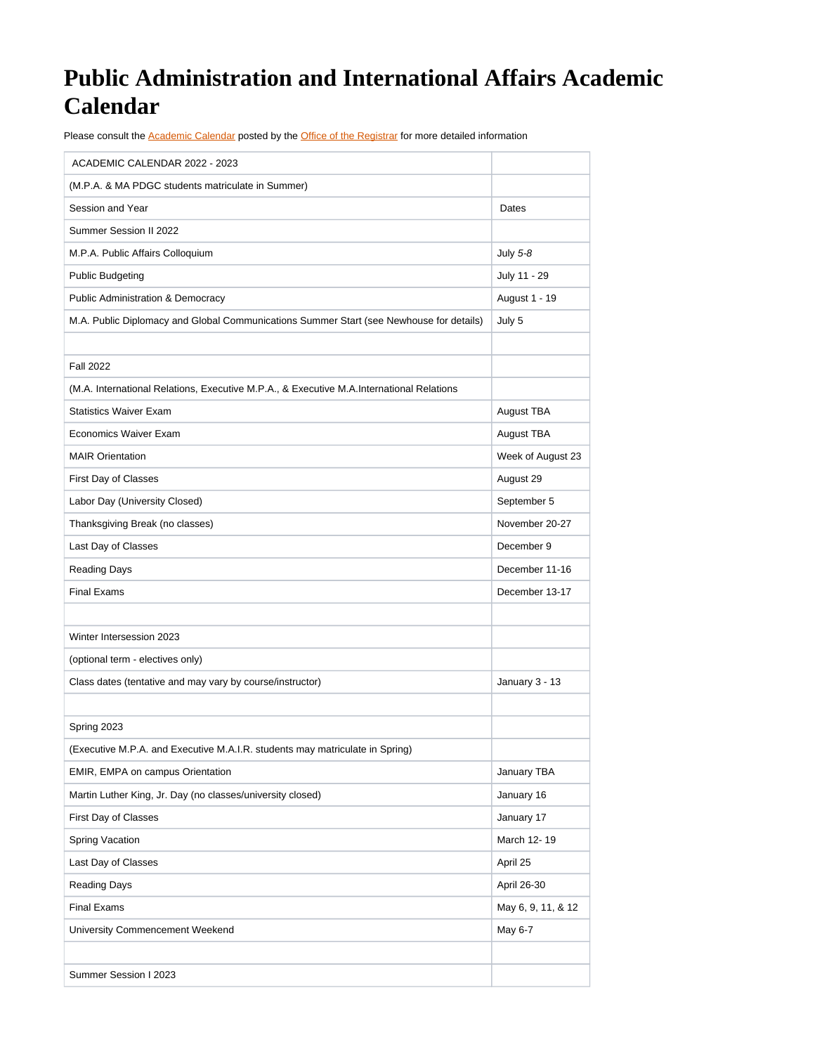# Public Administration and International Affairs Academic Calendar

Please consult the Academic Calendar posted by the Office of the Registrar for more detailed information

| ACADEMIC CALENDAR 2022 - 2023 | |
|---|---|
| (M.P.A. & MA PDGC students matriculate in Summer) | |
| Session and Year | Dates |
| Summer Session II 2022 | |
| M.P.A. Public Affairs Colloquium | July *5-8* |
| Public Budgeting | July 11 - 29 |
| Public Administration & Democracy | August 1 - 19 |
| M.A. Public Diplomacy and Global Communications Summer Start (see Newhouse for details) | July 5 |
| | |
| Fall 2022 | |
| (M.A. International Relations, Executive M.P.A., & Executive M.A.International Relations | |
| Statistics Waiver Exam | August TBA |
| Economics Waiver Exam | August TBA |
| MAIR Orientation | Week of August 23 |
| First Day of Classes | August 29 |
| Labor Day (University Closed) | September 5 |
| Thanksgiving Break (no classes) | November 20-27 |
| Last Day of Classes | December 9 |
| Reading Days | December 11-16 |
| Final Exams | December 13-17 |
| | |
| Winter Intersession 2023 | |
| (optional term - electives only) | |
| Class dates (tentative and may vary by course/instructor) | January 3 - 13 |
| | |
| Spring 2023 | |
| (Executive M.P.A. and Executive M.A.I.R. students may matriculate in Spring) | |
| EMIR, EMPA on campus Orientation | January TBA |
| Martin Luther King, Jr. Day (no classes/university closed) | January 16 |
| First Day of Classes | January 17 |
| Spring Vacation | March 12- 19 |
| Last Day of Classes | April 25 |
| Reading Days | April 26-30 |
| Final Exams | May 6, 9, 11, & 12 |
| University Commencement Weekend | May 6-7 |
| | |
| Summer Session I 2023 | |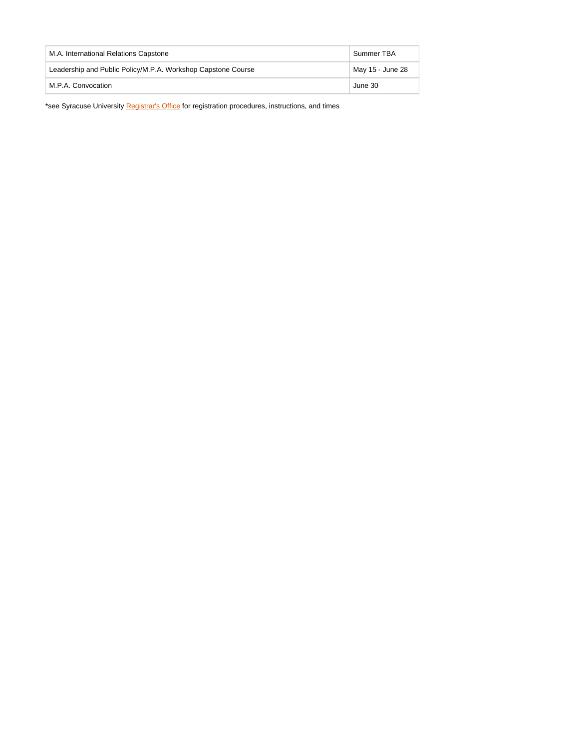| | |
|---|---|
| M.A. International Relations Capstone | Summer TBA |
| Leadership and Public Policy/M.P.A. Workshop Capstone Course | May 15 - June 28 |
| M.P.A. Convocation | June 30 |

*see Syracuse University Registrar's Office for registration procedures, instructions, and times